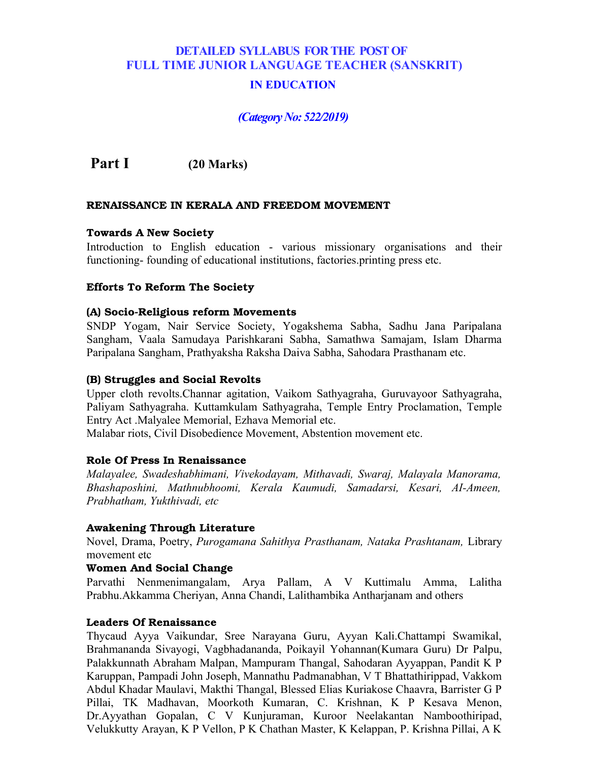# DETAILED SYLLABUS FOR THE POST OF FULL TIME JUNIOR LANGUAGE TEACHER (SANSKRIT)

## IN EDUCATION

***(Category No: 522/2019)***

## Part I (20 Marks)

### RENAISSANCE IN KERALA AND FREEDOM MOVEMENT

**Towards A New Society**

Introduction to English education - various missionary organisations and their functioning- founding of educational institutions, factories.printing press etc.

**Efforts To Reform The Society**

**(A) Socio-Religious reform Movements**

SNDP Yogam, Nair Service Society, Yogakshema Sabha, Sadhu Jana Paripalana Sangham, Vaala Samudaya Parishkarani Sabha, Samathwa Samajam, Islam Dharma Paripalana Sangham, Prathyaksha Raksha Daiva Sabha, Sahodara Prasthanam etc.

**(B) Struggles and Social Revolts**

Upper cloth revolts.Channar agitation, Vaikom Sathyagraha, Guruvayoor Sathyagraha, Paliyam Sathyagraha. Kuttamkulam Sathyagraha, Temple Entry Proclamation, Temple Entry Act .Malyalee Memorial, Ezhava Memorial etc.

Malabar riots, Civil Disobedience Movement, Abstention movement etc.

**Role Of Press In Renaissance**

*Malayalee, Swadeshabhimani, Vivekodayam, Mithavadi, Swaraj, Malayala Manorama, Bhashaposhini, Mathnubhoomi, Kerala Kaumudi, Samadarsi, Kesari, AI-Ameen, Prabhatham, Yukthivadi, etc*

**Awakening Through Literature**

Novel, Drama, Poetry, *Purogamana Sahithya Prasthanam, Nataka Prashtanam,* Library movement etc

**Women And Social Change**

Parvathi Nenmenimangalam, Arya Pallam, A V Kuttimalu Amma, Lalitha Prabhu.Akkamma Cheriyan, Anna Chandi, Lalithambika Antharjanam and others

**Leaders Of Renaissance**

Thycaud Ayya Vaikundar, Sree Narayana Guru, Ayyan Kali.Chattampi Swamikal, Brahmananda Sivayogi, Vagbhadananda, Poikayil Yohannan(Kumara Guru) Dr Palpu, Palakkunnath Abraham Malpan, Mampuram Thangal, Sahodaran Ayyappan, Pandit K P Karuppan, Pampadi John Joseph, Mannathu Padmanabhan, V T Bhattathirippad, Vakkom Abdul Khadar Maulavi, Makthi Thangal, Blessed Elias Kuriakose Chaavra, Barrister G P Pillai, TK Madhavan, Moorkoth Kumaran, C. Krishnan, K P Kesava Menon, Dr.Ayyathan Gopalan, C V Kunjuraman, Kuroor Neelakantan Namboothiripad, Velukkutty Arayan, K P Vellon, P K Chathan Master, K Kelappan, P. Krishna Pillai, A K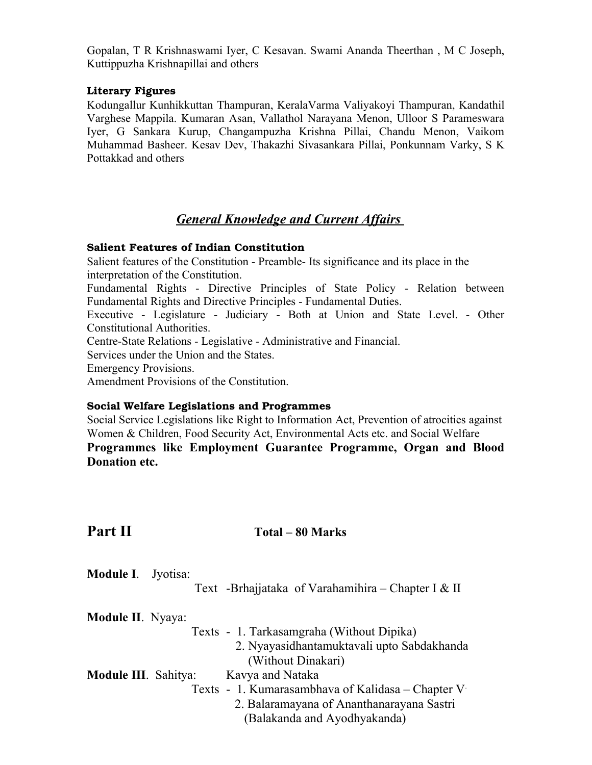Gopalan, T R Krishnaswami Iyer, C Kesavan. Swami Ananda Theerthan , M C Joseph, Kuttippuzha Krishnapillai and others

**Literary Figures**

Kodungallur Kunhikkuttan Thampuran, KeralaVarma Valiyakoyi Thampuran, Kandathil Varghese Mappila. Kumaran Asan, Vallathol Narayana Menon, Ulloor S Parameswara Iyer, G Sankara Kurup, Changampuzha Krishna Pillai, Chandu Menon, Vaikom Muhammad Basheer. Kesav Dev, Thakazhi Sivasankara Pillai, Ponkunnam Varky, S K Pottakkad and others

## ***General Knowledge and Current Affairs***

**Salient Features of Indian Constitution**

Salient features of the Constitution - Preamble- Its significance and its place in the interpretation of the Constitution.

Fundamental Rights - Directive Principles of State Policy - Relation between Fundamental Rights and Directive Principles - Fundamental Duties.

Executive - Legislature - Judiciary - Both at Union and State Level. - Other Constitutional Authorities.

Centre-State Relations - Legislative - Administrative and Financial.

Services under the Union and the States.

Emergency Provisions.

Amendment Provisions of the Constitution.

**Social Welfare Legislations and Programmes**

Social Service Legislations like Right to Information Act, Prevention of atrocities against Women & Children, Food Security Act, Environmental Acts etc. and Social Welfare **Programmes like Employment Guarantee Programme, Organ and Blood Donation etc.**

## Part II **Total – 80 Marks**

**Module I**. Jyotisa:

Text -Brhajjataka of Varahamihira – Chapter I & II

**Module II**. Nyaya:

Texts - 1. Tarkasamgraha (Without Dipika)

2. Nyayasidhantamuktavali upto Sabdakhanda (Without Dinakari)

**Module III**. Sahitya: Kavya and Nataka

Texts - 1. Kumarasambhava of Kalidasa – Chapter V

2. Balaramayana of Ananthanarayana Sastri (Balakanda and Ayodhyakanda)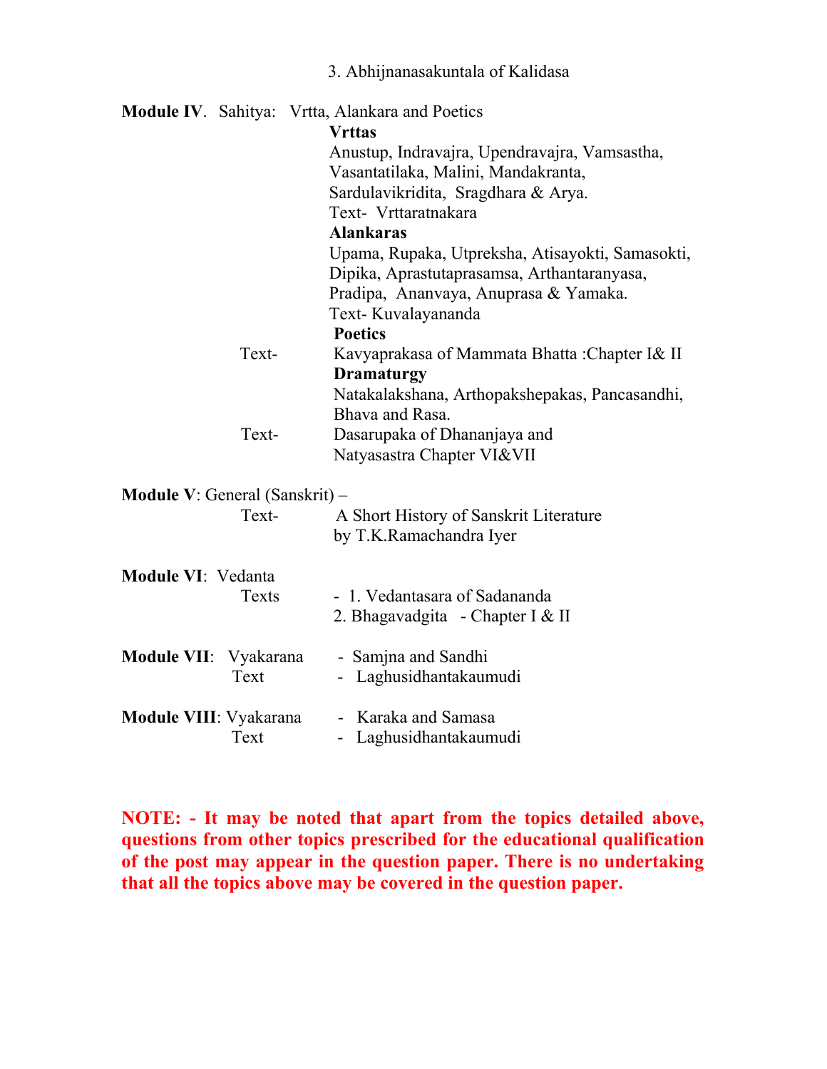3. Abhijnanasakuntala of Kalidasa

**Module IV**. Sahitya: Vrtta, Alankara and Poetics

**Vrttas**

Anustup, Indravajra, Upendravajra, Vamsastha, Vasantatilaka, Malini, Mandakranta, Sardulavikridita, Sragdhara & Arya.

Text- Vrttaratnakara

**Alankaras**

Upama, Rupaka, Utpreksha, Atisayokti, Samasokti, Dipika, Aprastutaprasamsa, Arthantaranyasa, Pradipa, Ananvaya, Anuprasa & Yamaka.

Text- Kuvalayananda

**Poetics**

Text- Kavyaprakasa of Mammata Bhatta :Chapter I& II

**Dramaturgy**

Natakalakshana, Arthopakshepakas, Pancasandhi, Bhava and Rasa.

Text- Dasarupaka of Dhananjaya and Natyasastra Chapter VI&VII

**Module V**: General (Sanskrit) –

Text- A Short History of Sanskrit Literature by T.K.Ramachandra Iyer

**Module VI**: Vedanta

Texts - 1. Vedantasara of Sadananda

2. Bhagavadgita - Chapter I & II

**Module VII**: Vyakarana - Samjna and Sandhi

Text - Laghusidhantakaumudi

**Module VIII**: Vyakarana - Karaka and Samasa

Text - Laghusidhantakaumudi

**NOTE: - It may be noted that apart from the topics detailed above, questions from other topics prescribed for the educational qualification of the post may appear in the question paper. There is no undertaking that all the topics above may be covered in the question paper.**